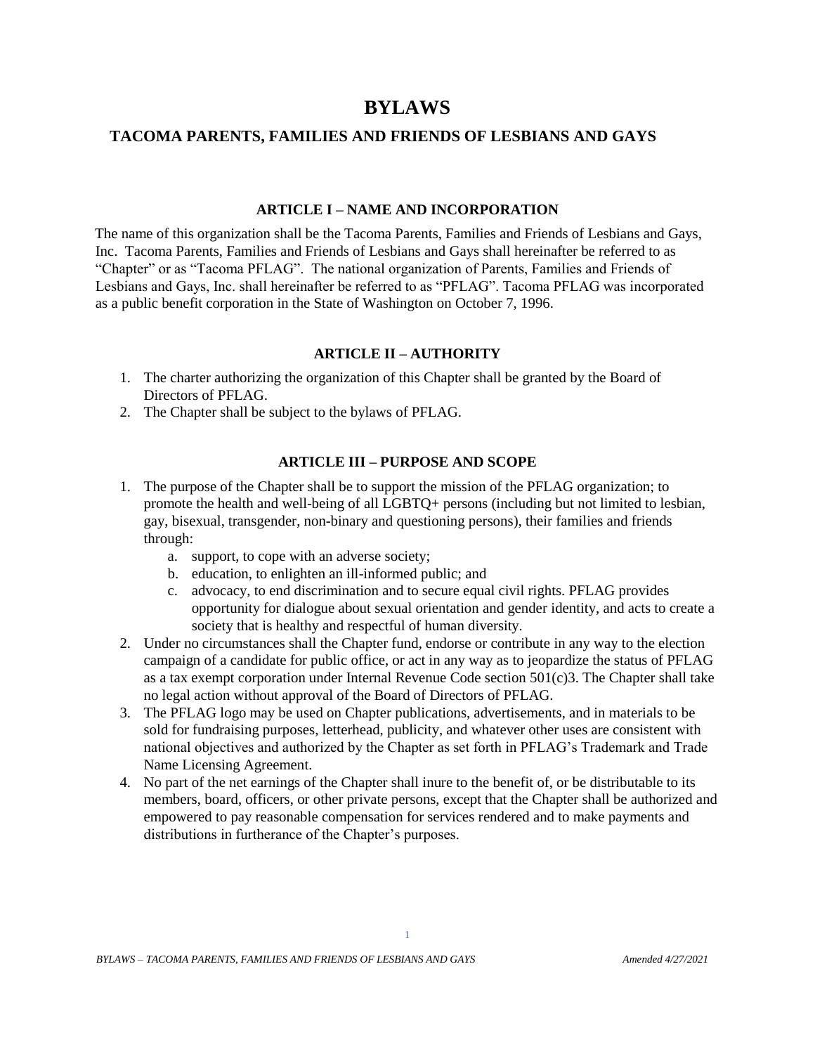# BYLAWS

## TACOMA PARENTS, FAMILIES AND FRIENDS OF LESBIANS AND GAYS

### ARTICLE I – NAME AND INCORPORATION

The name of this organization shall be the Tacoma Parents, Families and Friends of Lesbians and Gays, Inc. Tacoma Parents, Families and Friends of Lesbians and Gays shall hereinafter be referred to as "Chapter" or as "Tacoma PFLAG". The national organization of Parents, Families and Friends of Lesbians and Gays, Inc. shall hereinafter be referred to as "PFLAG". Tacoma PFLAG was incorporated as a public benefit corporation in the State of Washington on October 7, 1996.

### ARTICLE II – AUTHORITY

1. The charter authorizing the organization of this Chapter shall be granted by the Board of Directors of PFLAG.
2. The Chapter shall be subject to the bylaws of PFLAG.

### ARTICLE III – PURPOSE AND SCOPE

1. The purpose of the Chapter shall be to support the mission of the PFLAG organization; to promote the health and well-being of all LGBTQ+ persons (including but not limited to lesbian, gay, bisexual, transgender, non-binary and questioning persons), their families and friends through:
   a. support, to cope with an adverse society;
   b. education, to enlighten an ill-informed public; and
   c. advocacy, to end discrimination and to secure equal civil rights. PFLAG provides opportunity for dialogue about sexual orientation and gender identity, and acts to create a society that is healthy and respectful of human diversity.
2. Under no circumstances shall the Chapter fund, endorse or contribute in any way to the election campaign of a candidate for public office, or act in any way as to jeopardize the status of PFLAG as a tax exempt corporation under Internal Revenue Code section 501(c)3. The Chapter shall take no legal action without approval of the Board of Directors of PFLAG.
3. The PFLAG logo may be used on Chapter publications, advertisements, and in materials to be sold for fundraising purposes, letterhead, publicity, and whatever other uses are consistent with national objectives and authorized by the Chapter as set forth in PFLAG's Trademark and Trade Name Licensing Agreement.
4. No part of the net earnings of the Chapter shall inure to the benefit of, or be distributable to its members, board, officers, or other private persons, except that the Chapter shall be authorized and empowered to pay reasonable compensation for services rendered and to make payments and distributions in furtherance of the Chapter's purposes.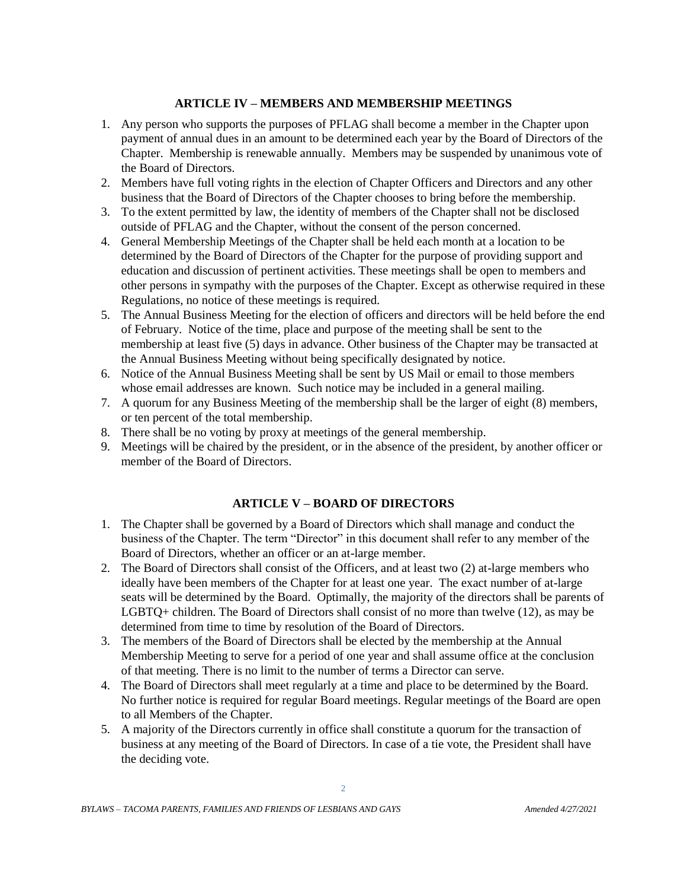## ARTICLE IV – MEMBERS AND MEMBERSHIP MEETINGS

1. Any person who supports the purposes of PFLAG shall become a member in the Chapter upon payment of annual dues in an amount to be determined each year by the Board of Directors of the Chapter. Membership is renewable annually. Members may be suspended by unanimous vote of the Board of Directors.
2. Members have full voting rights in the election of Chapter Officers and Directors and any other business that the Board of Directors of the Chapter chooses to bring before the membership.
3. To the extent permitted by law, the identity of members of the Chapter shall not be disclosed outside of PFLAG and the Chapter, without the consent of the person concerned.
4. General Membership Meetings of the Chapter shall be held each month at a location to be determined by the Board of Directors of the Chapter for the purpose of providing support and education and discussion of pertinent activities. These meetings shall be open to members and other persons in sympathy with the purposes of the Chapter. Except as otherwise required in these Regulations, no notice of these meetings is required.
5. The Annual Business Meeting for the election of officers and directors will be held before the end of February. Notice of the time, place and purpose of the meeting shall be sent to the membership at least five (5) days in advance. Other business of the Chapter may be transacted at the Annual Business Meeting without being specifically designated by notice.
6. Notice of the Annual Business Meeting shall be sent by US Mail or email to those members whose email addresses are known. Such notice may be included in a general mailing.
7. A quorum for any Business Meeting of the membership shall be the larger of eight (8) members, or ten percent of the total membership.
8. There shall be no voting by proxy at meetings of the general membership.
9. Meetings will be chaired by the president, or in the absence of the president, by another officer or member of the Board of Directors.

## ARTICLE V – BOARD OF DIRECTORS

1. The Chapter shall be governed by a Board of Directors which shall manage and conduct the business of the Chapter. The term "Director" in this document shall refer to any member of the Board of Directors, whether an officer or an at-large member.
2. The Board of Directors shall consist of the Officers, and at least two (2) at-large members who ideally have been members of the Chapter for at least one year. The exact number of at-large seats will be determined by the Board. Optimally, the majority of the directors shall be parents of LGBTQ+ children. The Board of Directors shall consist of no more than twelve (12), as may be determined from time to time by resolution of the Board of Directors.
3. The members of the Board of Directors shall be elected by the membership at the Annual Membership Meeting to serve for a period of one year and shall assume office at the conclusion of that meeting. There is no limit to the number of terms a Director can serve.
4. The Board of Directors shall meet regularly at a time and place to be determined by the Board. No further notice is required for regular Board meetings. Regular meetings of the Board are open to all Members of the Chapter.
5. A majority of the Directors currently in office shall constitute a quorum for the transaction of business at any meeting of the Board of Directors. In case of a tie vote, the President shall have the deciding vote.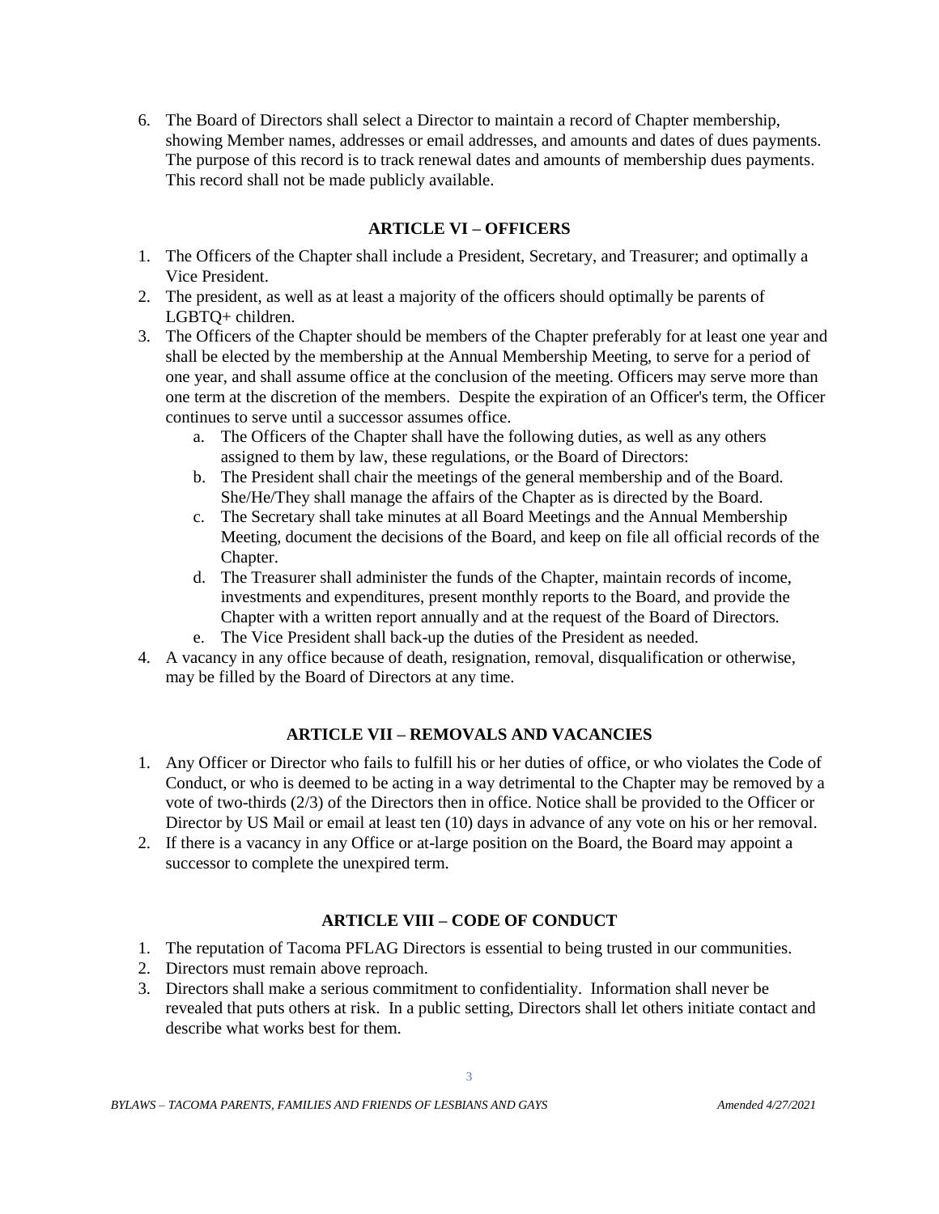6. The Board of Directors shall select a Director to maintain a record of Chapter membership, showing Member names, addresses or email addresses, and amounts and dates of dues payments. The purpose of this record is to track renewal dates and amounts of membership dues payments. This record shall not be made publicly available.

## ARTICLE VI – OFFICERS

1. The Officers of the Chapter shall include a President, Secretary, and Treasurer; and optimally a Vice President.
2. The president, as well as at least a majority of the officers should optimally be parents of LGBTQ+ children.
3. The Officers of the Chapter should be members of the Chapter preferably for at least one year and shall be elected by the membership at the Annual Membership Meeting, to serve for a period of one year, and shall assume office at the conclusion of the meeting. Officers may serve more than one term at the discretion of the members. Despite the expiration of an Officer's term, the Officer continues to serve until a successor assumes office.
   a. The Officers of the Chapter shall have the following duties, as well as any others assigned to them by law, these regulations, or the Board of Directors:
   b. The President shall chair the meetings of the general membership and of the Board. She/He/They shall manage the affairs of the Chapter as is directed by the Board.
   c. The Secretary shall take minutes at all Board Meetings and the Annual Membership Meeting, document the decisions of the Board, and keep on file all official records of the Chapter.
   d. The Treasurer shall administer the funds of the Chapter, maintain records of income, investments and expenditures, present monthly reports to the Board, and provide the Chapter with a written report annually and at the request of the Board of Directors.
   e. The Vice President shall back-up the duties of the President as needed.
4. A vacancy in any office because of death, resignation, removal, disqualification or otherwise, may be filled by the Board of Directors at any time.

## ARTICLE VII – REMOVALS AND VACANCIES

1. Any Officer or Director who fails to fulfill his or her duties of office, or who violates the Code of Conduct, or who is deemed to be acting in a way detrimental to the Chapter may be removed by a vote of two-thirds (2/3) of the Directors then in office. Notice shall be provided to the Officer or Director by US Mail or email at least ten (10) days in advance of any vote on his or her removal.
2. If there is a vacancy in any Office or at-large position on the Board, the Board may appoint a successor to complete the unexpired term.

## ARTICLE VIII – CODE OF CONDUCT

1. The reputation of Tacoma PFLAG Directors is essential to being trusted in our communities.
2. Directors must remain above reproach.
3. Directors shall make a serious commitment to confidentiality. Information shall never be revealed that puts others at risk. In a public setting, Directors shall let others initiate contact and describe what works best for them.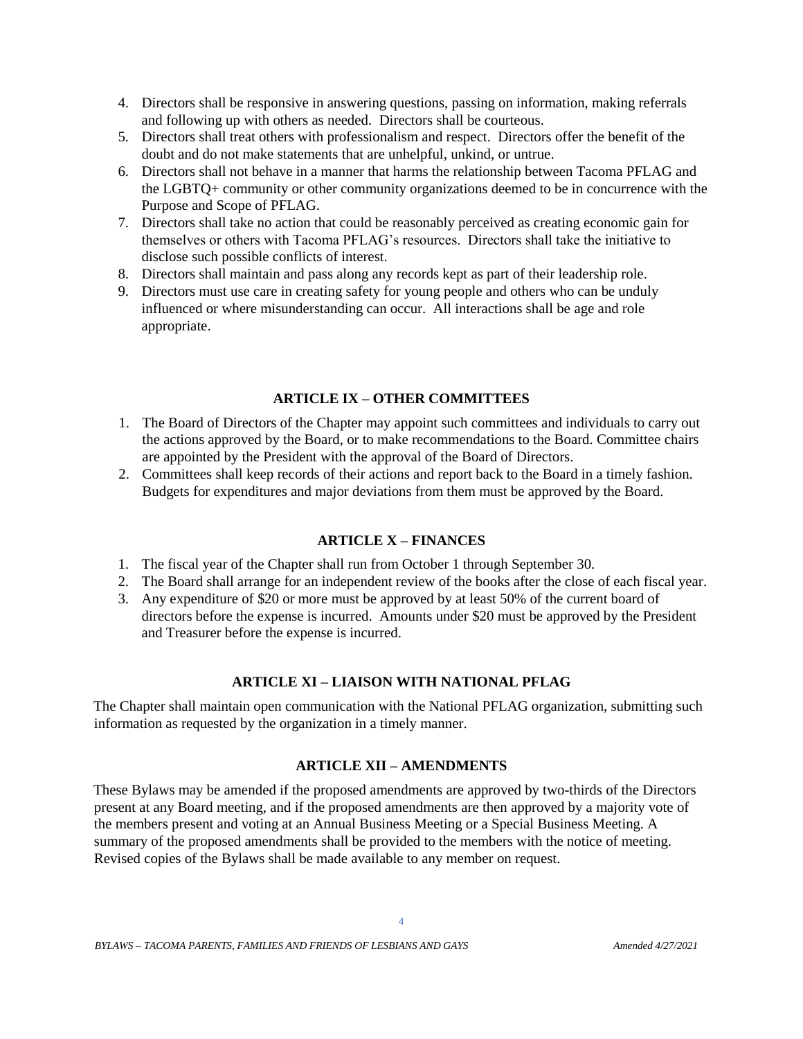4. Directors shall be responsive in answering questions, passing on information, making referrals and following up with others as needed. Directors shall be courteous.
5. Directors shall treat others with professionalism and respect. Directors offer the benefit of the doubt and do not make statements that are unhelpful, unkind, or untrue.
6. Directors shall not behave in a manner that harms the relationship between Tacoma PFLAG and the LGBTQ+ community or other community organizations deemed to be in concurrence with the Purpose and Scope of PFLAG.
7. Directors shall take no action that could be reasonably perceived as creating economic gain for themselves or others with Tacoma PFLAG's resources. Directors shall take the initiative to disclose such possible conflicts of interest.
8. Directors shall maintain and pass along any records kept as part of their leadership role.
9. Directors must use care in creating safety for young people and others who can be unduly influenced or where misunderstanding can occur. All interactions shall be age and role appropriate.

## ARTICLE IX – OTHER COMMITTEES

1. The Board of Directors of the Chapter may appoint such committees and individuals to carry out the actions approved by the Board, or to make recommendations to the Board. Committee chairs are appointed by the President with the approval of the Board of Directors.
2. Committees shall keep records of their actions and report back to the Board in a timely fashion. Budgets for expenditures and major deviations from them must be approved by the Board.

## ARTICLE X – FINANCES

1. The fiscal year of the Chapter shall run from October 1 through September 30.
2. The Board shall arrange for an independent review of the books after the close of each fiscal year.
3. Any expenditure of $20 or more must be approved by at least 50% of the current board of directors before the expense is incurred. Amounts under $20 must be approved by the President and Treasurer before the expense is incurred.

## ARTICLE XI – LIAISON WITH NATIONAL PFLAG

The Chapter shall maintain open communication with the National PFLAG organization, submitting such information as requested by the organization in a timely manner.

## ARTICLE XII – AMENDMENTS

These Bylaws may be amended if the proposed amendments are approved by two-thirds of the Directors present at any Board meeting, and if the proposed amendments are then approved by a majority vote of the members present and voting at an Annual Business Meeting or a Special Business Meeting. A summary of the proposed amendments shall be provided to the members with the notice of meeting. Revised copies of the Bylaws shall be made available to any member on request.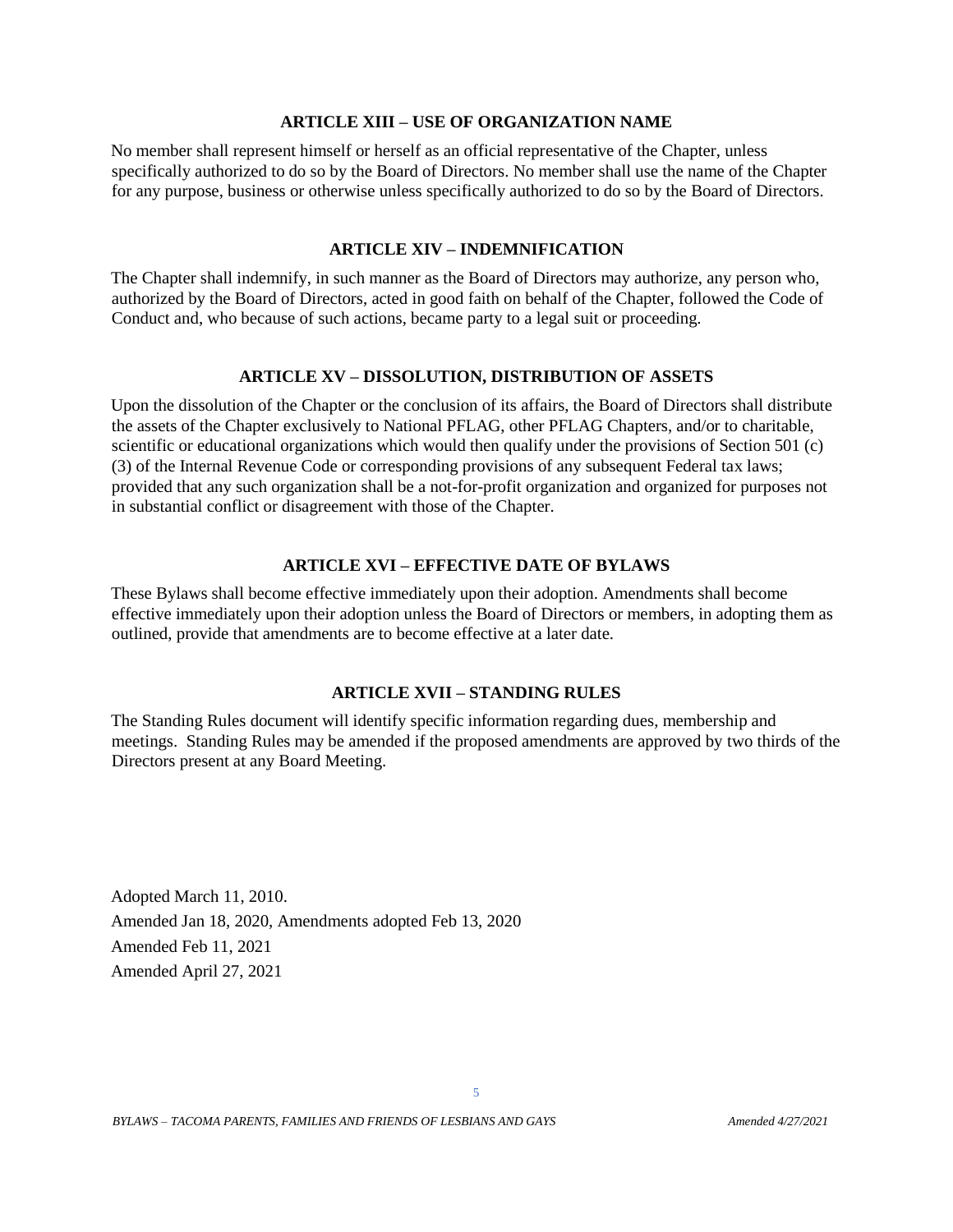## ARTICLE XIII – USE OF ORGANIZATION NAME

No member shall represent himself or herself as an official representative of the Chapter, unless specifically authorized to do so by the Board of Directors. No member shall use the name of the Chapter for any purpose, business or otherwise unless specifically authorized to do so by the Board of Directors.

## ARTICLE XIV – INDEMNIFICATION

The Chapter shall indemnify, in such manner as the Board of Directors may authorize, any person who, authorized by the Board of Directors, acted in good faith on behalf of the Chapter, followed the Code of Conduct and, who because of such actions, became party to a legal suit or proceeding.

## ARTICLE XV – DISSOLUTION, DISTRIBUTION OF ASSETS

Upon the dissolution of the Chapter or the conclusion of its affairs, the Board of Directors shall distribute the assets of the Chapter exclusively to National PFLAG, other PFLAG Chapters, and/or to charitable, scientific or educational organizations which would then qualify under the provisions of Section 501 (c) (3) of the Internal Revenue Code or corresponding provisions of any subsequent Federal tax laws; provided that any such organization shall be a not-for-profit organization and organized for purposes not in substantial conflict or disagreement with those of the Chapter.

## ARTICLE XVI – EFFECTIVE DATE OF BYLAWS

These Bylaws shall become effective immediately upon their adoption. Amendments shall become effective immediately upon their adoption unless the Board of Directors or members, in adopting them as outlined, provide that amendments are to become effective at a later date.

## ARTICLE XVII – STANDING RULES

The Standing Rules document will identify specific information regarding dues, membership and meetings. Standing Rules may be amended if the proposed amendments are approved by two thirds of the Directors present at any Board Meeting.

Adopted March 11, 2010.

Amended Jan 18, 2020, Amendments adopted Feb 13, 2020

Amended Feb 11, 2021

Amended April 27, 2021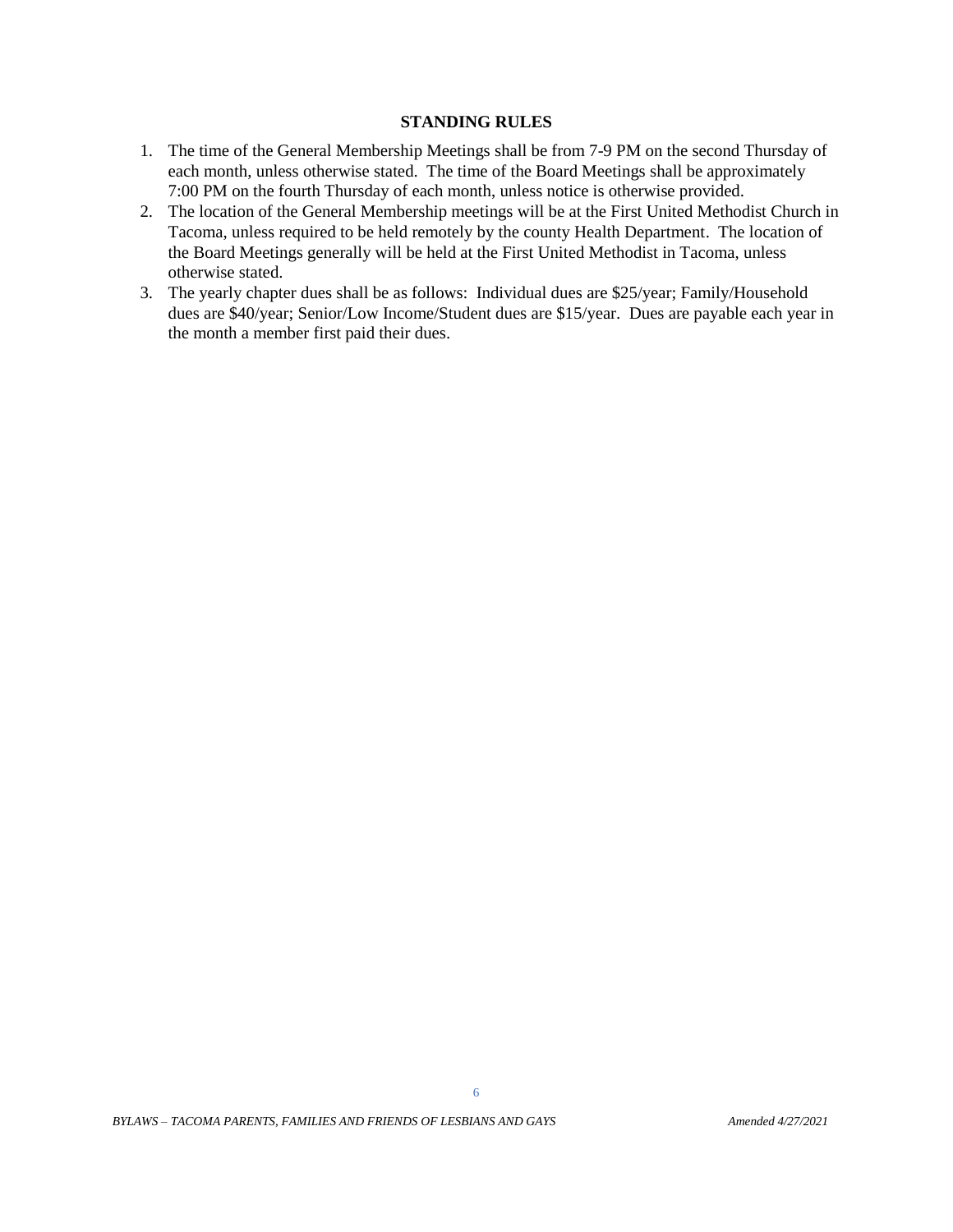### STANDING RULES

1. The time of the General Membership Meetings shall be from 7-9 PM on the second Thursday of each month, unless otherwise stated. The time of the Board Meetings shall be approximately 7:00 PM on the fourth Thursday of each month, unless notice is otherwise provided.
2. The location of the General Membership meetings will be at the First United Methodist Church in Tacoma, unless required to be held remotely by the county Health Department. The location of the Board Meetings generally will be held at the First United Methodist in Tacoma, unless otherwise stated.
3. The yearly chapter dues shall be as follows: Individual dues are $25/year; Family/Household dues are $40/year; Senior/Low Income/Student dues are $15/year. Dues are payable each year in the month a member first paid their dues.